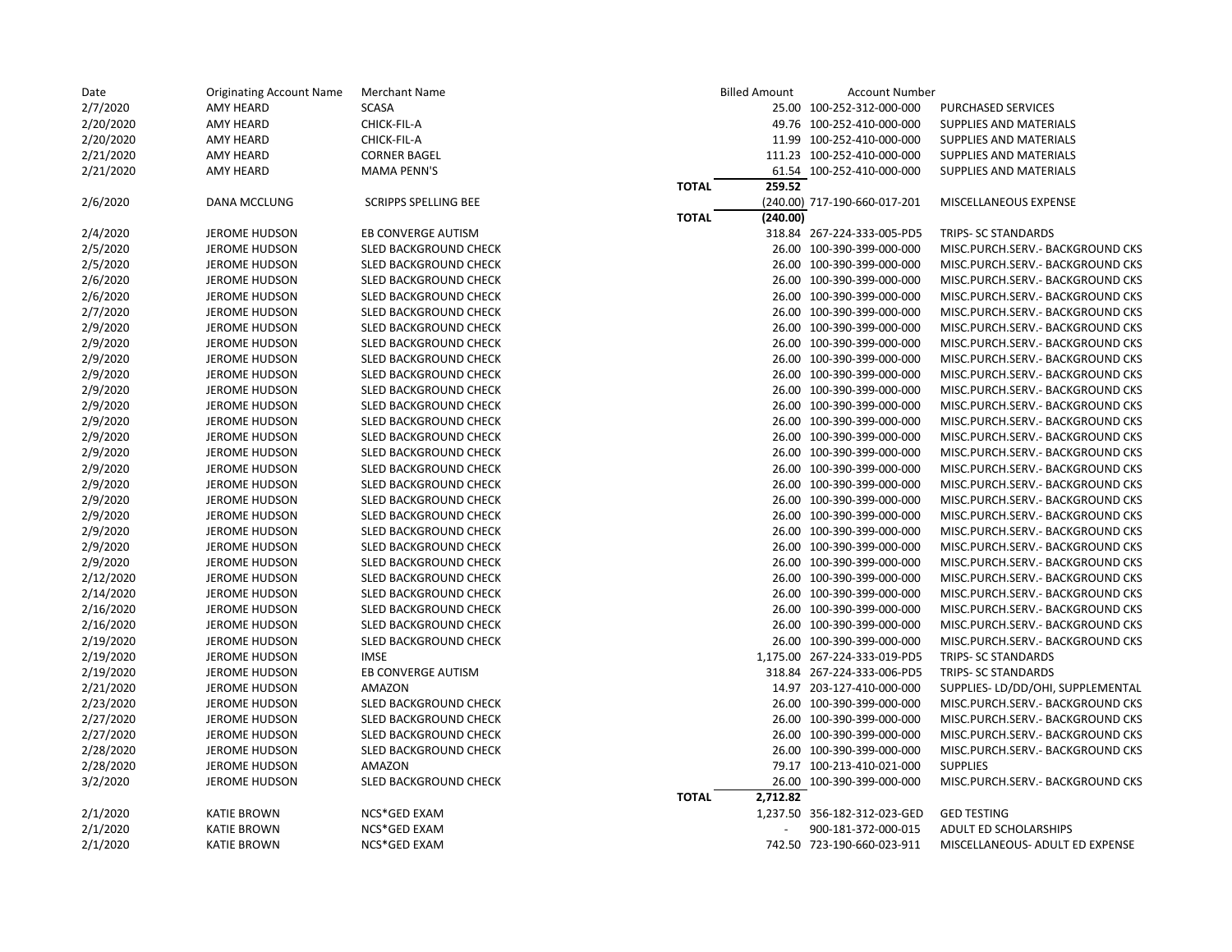| Date | Originating Account Name | Merchant Name | | Billed Amount | Account Number | |
|---|---|---|---|---|---|---|
| 2/7/2020 | AMY HEARD | SCASA | | 25.00 | 100-252-312-000-000 | PURCHASED SERVICES |
| 2/20/2020 | AMY HEARD | CHICK-FIL-A | | 49.76 | 100-252-410-000-000 | SUPPLIES AND MATERIALS |
| 2/20/2020 | AMY HEARD | CHICK-FIL-A | | 11.99 | 100-252-410-000-000 | SUPPLIES AND MATERIALS |
| 2/21/2020 | AMY HEARD | CORNER BAGEL | | 111.23 | 100-252-410-000-000 | SUPPLIES AND MATERIALS |
| 2/21/2020 | AMY HEARD | MAMA PENN'S | | 61.54 | 100-252-410-000-000 | SUPPLIES AND MATERIALS |
| | | | TOTAL | 259.52 | | |
| 2/6/2020 | DANA MCCLUNG | SCRIPPS SPELLING BEE | | (240.00) | 717-190-660-017-201 | MISCELLANEOUS EXPENSE |
| | | | TOTAL | (240.00) | | |
| 2/4/2020 | JEROME HUDSON | EB CONVERGE AUTISM | | 318.84 | 267-224-333-005-PD5 | TRIPS- SC STANDARDS |
| 2/5/2020 | JEROME HUDSON | SLED BACKGROUND CHECK | | 26.00 | 100-390-399-000-000 | MISC.PURCH.SERV.- BACKGROUND CKS |
| 2/5/2020 | JEROME HUDSON | SLED BACKGROUND CHECK | | 26.00 | 100-390-399-000-000 | MISC.PURCH.SERV.- BACKGROUND CKS |
| 2/6/2020 | JEROME HUDSON | SLED BACKGROUND CHECK | | 26.00 | 100-390-399-000-000 | MISC.PURCH.SERV.- BACKGROUND CKS |
| 2/6/2020 | JEROME HUDSON | SLED BACKGROUND CHECK | | 26.00 | 100-390-399-000-000 | MISC.PURCH.SERV.- BACKGROUND CKS |
| 2/7/2020 | JEROME HUDSON | SLED BACKGROUND CHECK | | 26.00 | 100-390-399-000-000 | MISC.PURCH.SERV.- BACKGROUND CKS |
| 2/9/2020 | JEROME HUDSON | SLED BACKGROUND CHECK | | 26.00 | 100-390-399-000-000 | MISC.PURCH.SERV.- BACKGROUND CKS |
| 2/9/2020 | JEROME HUDSON | SLED BACKGROUND CHECK | | 26.00 | 100-390-399-000-000 | MISC.PURCH.SERV.- BACKGROUND CKS |
| 2/9/2020 | JEROME HUDSON | SLED BACKGROUND CHECK | | 26.00 | 100-390-399-000-000 | MISC.PURCH.SERV.- BACKGROUND CKS |
| 2/9/2020 | JEROME HUDSON | SLED BACKGROUND CHECK | | 26.00 | 100-390-399-000-000 | MISC.PURCH.SERV.- BACKGROUND CKS |
| 2/9/2020 | JEROME HUDSON | SLED BACKGROUND CHECK | | 26.00 | 100-390-399-000-000 | MISC.PURCH.SERV.- BACKGROUND CKS |
| 2/9/2020 | JEROME HUDSON | SLED BACKGROUND CHECK | | 26.00 | 100-390-399-000-000 | MISC.PURCH.SERV.- BACKGROUND CKS |
| 2/9/2020 | JEROME HUDSON | SLED BACKGROUND CHECK | | 26.00 | 100-390-399-000-000 | MISC.PURCH.SERV.- BACKGROUND CKS |
| 2/9/2020 | JEROME HUDSON | SLED BACKGROUND CHECK | | 26.00 | 100-390-399-000-000 | MISC.PURCH.SERV.- BACKGROUND CKS |
| 2/9/2020 | JEROME HUDSON | SLED BACKGROUND CHECK | | 26.00 | 100-390-399-000-000 | MISC.PURCH.SERV.- BACKGROUND CKS |
| 2/9/2020 | JEROME HUDSON | SLED BACKGROUND CHECK | | 26.00 | 100-390-399-000-000 | MISC.PURCH.SERV.- BACKGROUND CKS |
| 2/9/2020 | JEROME HUDSON | SLED BACKGROUND CHECK | | 26.00 | 100-390-399-000-000 | MISC.PURCH.SERV.- BACKGROUND CKS |
| 2/9/2020 | JEROME HUDSON | SLED BACKGROUND CHECK | | 26.00 | 100-390-399-000-000 | MISC.PURCH.SERV.- BACKGROUND CKS |
| 2/9/2020 | JEROME HUDSON | SLED BACKGROUND CHECK | | 26.00 | 100-390-399-000-000 | MISC.PURCH.SERV.- BACKGROUND CKS |
| 2/9/2020 | JEROME HUDSON | SLED BACKGROUND CHECK | | 26.00 | 100-390-399-000-000 | MISC.PURCH.SERV.- BACKGROUND CKS |
| 2/9/2020 | JEROME HUDSON | SLED BACKGROUND CHECK | | 26.00 | 100-390-399-000-000 | MISC.PURCH.SERV.- BACKGROUND CKS |
| 2/12/2020 | JEROME HUDSON | SLED BACKGROUND CHECK | | 26.00 | 100-390-399-000-000 | MISC.PURCH.SERV.- BACKGROUND CKS |
| 2/14/2020 | JEROME HUDSON | SLED BACKGROUND CHECK | | 26.00 | 100-390-399-000-000 | MISC.PURCH.SERV.- BACKGROUND CKS |
| 2/16/2020 | JEROME HUDSON | SLED BACKGROUND CHECK | | 26.00 | 100-390-399-000-000 | MISC.PURCH.SERV.- BACKGROUND CKS |
| 2/16/2020 | JEROME HUDSON | SLED BACKGROUND CHECK | | 26.00 | 100-390-399-000-000 | MISC.PURCH.SERV.- BACKGROUND CKS |
| 2/19/2020 | JEROME HUDSON | SLED BACKGROUND CHECK | | 26.00 | 100-390-399-000-000 | MISC.PURCH.SERV.- BACKGROUND CKS |
| 2/19/2020 | JEROME HUDSON | IMSE | | 1,175.00 | 267-224-333-019-PD5 | TRIPS- SC STANDARDS |
| 2/19/2020 | JEROME HUDSON | EB CONVERGE AUTISM | | 318.84 | 267-224-333-006-PD5 | TRIPS- SC STANDARDS |
| 2/21/2020 | JEROME HUDSON | AMAZON | | 14.97 | 203-127-410-000-000 | SUPPLIES- LD/DD/OHI, SUPPLEMENTAL |
| 2/23/2020 | JEROME HUDSON | SLED BACKGROUND CHECK | | 26.00 | 100-390-399-000-000 | MISC.PURCH.SERV.- BACKGROUND CKS |
| 2/27/2020 | JEROME HUDSON | SLED BACKGROUND CHECK | | 26.00 | 100-390-399-000-000 | MISC.PURCH.SERV.- BACKGROUND CKS |
| 2/27/2020 | JEROME HUDSON | SLED BACKGROUND CHECK | | 26.00 | 100-390-399-000-000 | MISC.PURCH.SERV.- BACKGROUND CKS |
| 2/28/2020 | JEROME HUDSON | SLED BACKGROUND CHECK | | 26.00 | 100-390-399-000-000 | MISC.PURCH.SERV.- BACKGROUND CKS |
| 2/28/2020 | JEROME HUDSON | AMAZON | | 79.17 | 100-213-410-021-000 | SUPPLIES |
| 3/2/2020 | JEROME HUDSON | SLED BACKGROUND CHECK | | 26.00 | 100-390-399-000-000 | MISC.PURCH.SERV.- BACKGROUND CKS |
| | | | TOTAL | 2,712.82 | | |
| 2/1/2020 | KATIE BROWN | NCS*GED EXAM | | 1,237.50 | 356-182-312-023-GED | GED TESTING |
| 2/1/2020 | KATIE BROWN | NCS*GED EXAM | | - | 900-181-372-000-015 | ADULT ED SCHOLARSHIPS |
| 2/1/2020 | KATIE BROWN | NCS*GED EXAM | | 742.50 | 723-190-660-023-911 | MISCELLANEOUS- ADULT ED EXPENSE |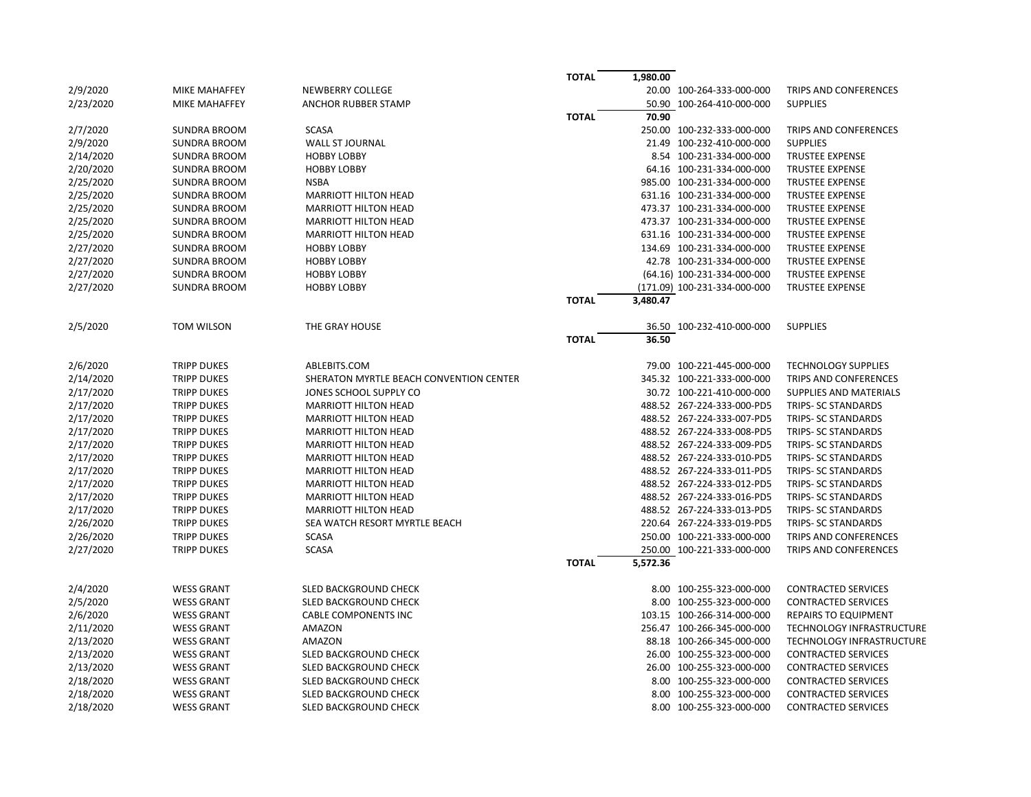| Date | Cardholder | Vendor | | Amount | Account | Description |
|---|---|---|---|---|---|---|
| | | | TOTAL | 1,980.00 | | |
| 2/9/2020 | MIKE MAHAFFEY | NEWBERRY COLLEGE | | 20.00 | 100-264-333-000-000 | TRIPS AND CONFERENCES |
| 2/23/2020 | MIKE MAHAFFEY | ANCHOR RUBBER STAMP | | 50.90 | 100-264-410-000-000 | SUPPLIES |
| | | | TOTAL | 70.90 | | |
| 2/7/2020 | SUNDRA BROOM | SCASA | | 250.00 | 100-232-333-000-000 | TRIPS AND CONFERENCES |
| 2/9/2020 | SUNDRA BROOM | WALL ST JOURNAL | | 21.49 | 100-232-410-000-000 | SUPPLIES |
| 2/14/2020 | SUNDRA BROOM | HOBBY LOBBY | | 8.54 | 100-231-334-000-000 | TRUSTEE EXPENSE |
| 2/20/2020 | SUNDRA BROOM | HOBBY LOBBY | | 64.16 | 100-231-334-000-000 | TRUSTEE EXPENSE |
| 2/25/2020 | SUNDRA BROOM | NSBA | | 985.00 | 100-231-334-000-000 | TRUSTEE EXPENSE |
| 2/25/2020 | SUNDRA BROOM | MARRIOTT HILTON HEAD | | 631.16 | 100-231-334-000-000 | TRUSTEE EXPENSE |
| 2/25/2020 | SUNDRA BROOM | MARRIOTT HILTON HEAD | | 473.37 | 100-231-334-000-000 | TRUSTEE EXPENSE |
| 2/25/2020 | SUNDRA BROOM | MARRIOTT HILTON HEAD | | 473.37 | 100-231-334-000-000 | TRUSTEE EXPENSE |
| 2/25/2020 | SUNDRA BROOM | MARRIOTT HILTON HEAD | | 631.16 | 100-231-334-000-000 | TRUSTEE EXPENSE |
| 2/27/2020 | SUNDRA BROOM | HOBBY LOBBY | | 134.69 | 100-231-334-000-000 | TRUSTEE EXPENSE |
| 2/27/2020 | SUNDRA BROOM | HOBBY LOBBY | | 42.78 | 100-231-334-000-000 | TRUSTEE EXPENSE |
| 2/27/2020 | SUNDRA BROOM | HOBBY LOBBY | | (64.16) | 100-231-334-000-000 | TRUSTEE EXPENSE |
| 2/27/2020 | SUNDRA BROOM | HOBBY LOBBY | | (171.09) | 100-231-334-000-000 | TRUSTEE EXPENSE |
| | | | TOTAL | 3,480.47 | | |
| 2/5/2020 | TOM WILSON | THE GRAY HOUSE | | 36.50 | 100-232-410-000-000 | SUPPLIES |
| | | | TOTAL | 36.50 | | |
| 2/6/2020 | TRIPP DUKES | ABLEBITS.COM | | 79.00 | 100-221-445-000-000 | TECHNOLOGY SUPPLIES |
| 2/14/2020 | TRIPP DUKES | SHERATON MYRTLE BEACH CONVENTION CENTER | | 345.32 | 100-221-333-000-000 | TRIPS AND CONFERENCES |
| 2/17/2020 | TRIPP DUKES | JONES SCHOOL SUPPLY CO | | 30.72 | 100-221-410-000-000 | SUPPLIES AND MATERIALS |
| 2/17/2020 | TRIPP DUKES | MARRIOTT HILTON HEAD | | 488.52 | 267-224-333-000-PD5 | TRIPS- SC STANDARDS |
| 2/17/2020 | TRIPP DUKES | MARRIOTT HILTON HEAD | | 488.52 | 267-224-333-007-PD5 | TRIPS- SC STANDARDS |
| 2/17/2020 | TRIPP DUKES | MARRIOTT HILTON HEAD | | 488.52 | 267-224-333-008-PD5 | TRIPS- SC STANDARDS |
| 2/17/2020 | TRIPP DUKES | MARRIOTT HILTON HEAD | | 488.52 | 267-224-333-009-PD5 | TRIPS- SC STANDARDS |
| 2/17/2020 | TRIPP DUKES | MARRIOTT HILTON HEAD | | 488.52 | 267-224-333-010-PD5 | TRIPS- SC STANDARDS |
| 2/17/2020 | TRIPP DUKES | MARRIOTT HILTON HEAD | | 488.52 | 267-224-333-011-PD5 | TRIPS- SC STANDARDS |
| 2/17/2020 | TRIPP DUKES | MARRIOTT HILTON HEAD | | 488.52 | 267-224-333-012-PD5 | TRIPS- SC STANDARDS |
| 2/17/2020 | TRIPP DUKES | MARRIOTT HILTON HEAD | | 488.52 | 267-224-333-016-PD5 | TRIPS- SC STANDARDS |
| 2/17/2020 | TRIPP DUKES | MARRIOTT HILTON HEAD | | 488.52 | 267-224-333-013-PD5 | TRIPS- SC STANDARDS |
| 2/26/2020 | TRIPP DUKES | SEA WATCH RESORT MYRTLE BEACH | | 220.64 | 267-224-333-019-PD5 | TRIPS- SC STANDARDS |
| 2/26/2020 | TRIPP DUKES | SCASA | | 250.00 | 100-221-333-000-000 | TRIPS AND CONFERENCES |
| 2/27/2020 | TRIPP DUKES | SCASA | | 250.00 | 100-221-333-000-000 | TRIPS AND CONFERENCES |
| | | | TOTAL | 5,572.36 | | |
| 2/4/2020 | WESS GRANT | SLED BACKGROUND CHECK | | 8.00 | 100-255-323-000-000 | CONTRACTED SERVICES |
| 2/5/2020 | WESS GRANT | SLED BACKGROUND CHECK | | 8.00 | 100-255-323-000-000 | CONTRACTED SERVICES |
| 2/6/2020 | WESS GRANT | CABLE COMPONENTS INC | | 103.15 | 100-266-314-000-000 | REPAIRS TO EQUIPMENT |
| 2/11/2020 | WESS GRANT | AMAZON | | 256.47 | 100-266-345-000-000 | TECHNOLOGY INFRASTRUCTURE |
| 2/13/2020 | WESS GRANT | AMAZON | | 88.18 | 100-266-345-000-000 | TECHNOLOGY INFRASTRUCTURE |
| 2/13/2020 | WESS GRANT | SLED BACKGROUND CHECK | | 26.00 | 100-255-323-000-000 | CONTRACTED SERVICES |
| 2/13/2020 | WESS GRANT | SLED BACKGROUND CHECK | | 26.00 | 100-255-323-000-000 | CONTRACTED SERVICES |
| 2/18/2020 | WESS GRANT | SLED BACKGROUND CHECK | | 8.00 | 100-255-323-000-000 | CONTRACTED SERVICES |
| 2/18/2020 | WESS GRANT | SLED BACKGROUND CHECK | | 8.00 | 100-255-323-000-000 | CONTRACTED SERVICES |
| 2/18/2020 | WESS GRANT | SLED BACKGROUND CHECK | | 8.00 | 100-255-323-000-000 | CONTRACTED SERVICES |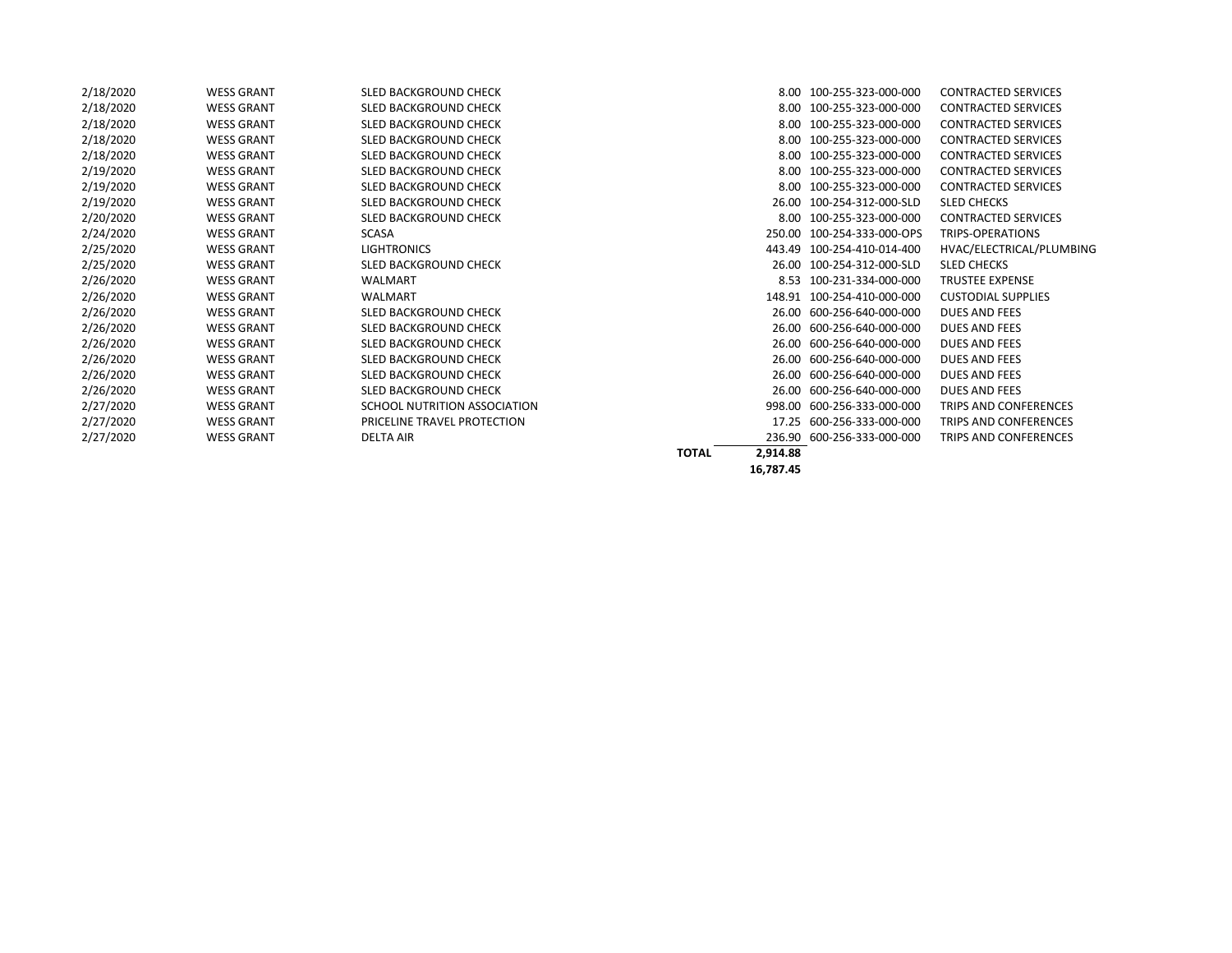| | | | | | | |
|---|---|---|---|---|---|---|
| 2/18/2020 | WESS GRANT | SLED BACKGROUND CHECK | | 8.00 | 100-255-323-000-000 | CONTRACTED SERVICES |
| 2/18/2020 | WESS GRANT | SLED BACKGROUND CHECK | | 8.00 | 100-255-323-000-000 | CONTRACTED SERVICES |
| 2/18/2020 | WESS GRANT | SLED BACKGROUND CHECK | | 8.00 | 100-255-323-000-000 | CONTRACTED SERVICES |
| 2/18/2020 | WESS GRANT | SLED BACKGROUND CHECK | | 8.00 | 100-255-323-000-000 | CONTRACTED SERVICES |
| 2/18/2020 | WESS GRANT | SLED BACKGROUND CHECK | | 8.00 | 100-255-323-000-000 | CONTRACTED SERVICES |
| 2/19/2020 | WESS GRANT | SLED BACKGROUND CHECK | | 8.00 | 100-255-323-000-000 | CONTRACTED SERVICES |
| 2/19/2020 | WESS GRANT | SLED BACKGROUND CHECK | | 8.00 | 100-255-323-000-000 | CONTRACTED SERVICES |
| 2/19/2020 | WESS GRANT | SLED BACKGROUND CHECK | | 26.00 | 100-254-312-000-SLD | SLED CHECKS |
| 2/20/2020 | WESS GRANT | SLED BACKGROUND CHECK | | 8.00 | 100-255-323-000-000 | CONTRACTED SERVICES |
| 2/24/2020 | WESS GRANT | SCASA | | 250.00 | 100-254-333-000-OPS | TRIPS-OPERATIONS |
| 2/25/2020 | WESS GRANT | LIGHTRONICS | | 443.49 | 100-254-410-014-400 | HVAC/ELECTRICAL/PLUMBING |
| 2/25/2020 | WESS GRANT | SLED BACKGROUND CHECK | | 26.00 | 100-254-312-000-SLD | SLED CHECKS |
| 2/26/2020 | WESS GRANT | WALMART | | 8.53 | 100-231-334-000-000 | TRUSTEE EXPENSE |
| 2/26/2020 | WESS GRANT | WALMART | | 148.91 | 100-254-410-000-000 | CUSTODIAL SUPPLIES |
| 2/26/2020 | WESS GRANT | SLED BACKGROUND CHECK | | 26.00 | 600-256-640-000-000 | DUES AND FEES |
| 2/26/2020 | WESS GRANT | SLED BACKGROUND CHECK | | 26.00 | 600-256-640-000-000 | DUES AND FEES |
| 2/26/2020 | WESS GRANT | SLED BACKGROUND CHECK | | 26.00 | 600-256-640-000-000 | DUES AND FEES |
| 2/26/2020 | WESS GRANT | SLED BACKGROUND CHECK | | 26.00 | 600-256-640-000-000 | DUES AND FEES |
| 2/26/2020 | WESS GRANT | SLED BACKGROUND CHECK | | 26.00 | 600-256-640-000-000 | DUES AND FEES |
| 2/26/2020 | WESS GRANT | SLED BACKGROUND CHECK | | 26.00 | 600-256-640-000-000 | DUES AND FEES |
| 2/27/2020 | WESS GRANT | SCHOOL NUTRITION ASSOCIATION | | 998.00 | 600-256-333-000-000 | TRIPS AND CONFERENCES |
| 2/27/2020 | WESS GRANT | PRICELINE TRAVEL PROTECTION | | 17.25 | 600-256-333-000-000 | TRIPS AND CONFERENCES |
| 2/27/2020 | WESS GRANT | DELTA AIR | | 236.90 | 600-256-333-000-000 | TRIPS AND CONFERENCES |
| | | | **TOTAL** | **2,914.88** | | |
| | | | | **16,787.45** | | |